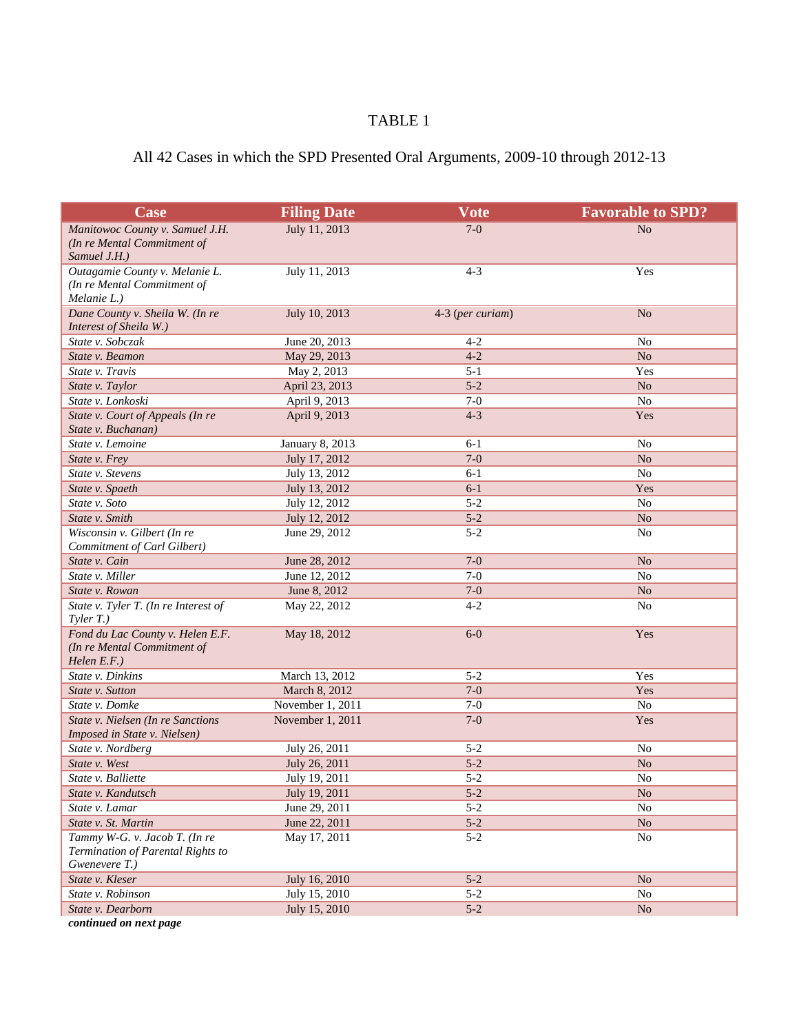TABLE 1

All 42 Cases in which the SPD Presented Oral Arguments, 2009-10 through 2012-13

| Case | Filing Date | Vote | Favorable to SPD? |
|---|---|---|---|
| *Manitowoc County v. Samuel J.H. (In re Mental Commitment of Samuel J.H.)* | July 11, 2013 | 7-0 | No |
| *Outagamie County v. Melanie L. (In re Mental Commitment of Melanie L.)* | July 11, 2013 | 4-3 | Yes |
| *Dane County v. Sheila W. (In re Interest of Sheila W.)* | July 10, 2013 | 4-3 (*per curiam*) | No |
| *State v. Sobczak* | June 20, 2013 | 4-2 | No |
| *State v. Beamon* | May 29, 2013 | 4-2 | No |
| *State v. Travis* | May 2, 2013 | 5-1 | Yes |
| *State v. Taylor* | April 23, 2013 | 5-2 | No |
| *State v. Lonkoski* | April 9, 2013 | 7-0 | No |
| *State v. Court of Appeals (In re State v. Buchanan)* | April 9, 2013 | 4-3 | Yes |
| *State v. Lemoine* | January 8, 2013 | 6-1 | No |
| *State v. Frey* | July 17, 2012 | 7-0 | No |
| *State v. Stevens* | July 13, 2012 | 6-1 | No |
| *State v. Spaeth* | July 13, 2012 | 6-1 | Yes |
| *State v. Soto* | July 12, 2012 | 5-2 | No |
| *State v. Smith* | July 12, 2012 | 5-2 | No |
| *Wisconsin v. Gilbert (In re Commitment of Carl Gilbert)* | June 29, 2012 | 5-2 | No |
| *State v. Cain* | June 28, 2012 | 7-0 | No |
| *State v. Miller* | June 12, 2012 | 7-0 | No |
| *State v. Rowan* | June 8, 2012 | 7-0 | No |
| *State v. Tyler T. (In re Interest of Tyler T.)* | May 22, 2012 | 4-2 | No |
| *Fond du Lac County v. Helen E.F. (In re Mental Commitment of Helen E.F.)* | May 18, 2012 | 6-0 | Yes |
| *State v. Dinkins* | March 13, 2012 | 5-2 | Yes |
| *State v. Sutton* | March 8, 2012 | 7-0 | Yes |
| *State v. Domke* | November 1, 2011 | 7-0 | No |
| *State v. Nielsen (In re Sanctions Imposed in State v. Nielsen)* | November 1, 2011 | 7-0 | Yes |
| *State v. Nordberg* | July 26, 2011 | 5-2 | No |
| *State v. West* | July 26, 2011 | 5-2 | No |
| *State v. Balliette* | July 19, 2011 | 5-2 | No |
| *State v. Kandutsch* | July 19, 2011 | 5-2 | No |
| *State v. Lamar* | June 29, 2011 | 5-2 | No |
| *State v. St. Martin* | June 22, 2011 | 5-2 | No |
| *Tammy W-G. v. Jacob T. (In re Termination of Parental Rights to Gwenevere T.)* | May 17, 2011 | 5-2 | No |
| *State v. Kleser* | July 16, 2010 | 5-2 | No |
| *State v. Robinson* | July 15, 2010 | 5-2 | No |
| *State v. Dearborn* | July 15, 2010 | 5-2 | No |

***continued on next page***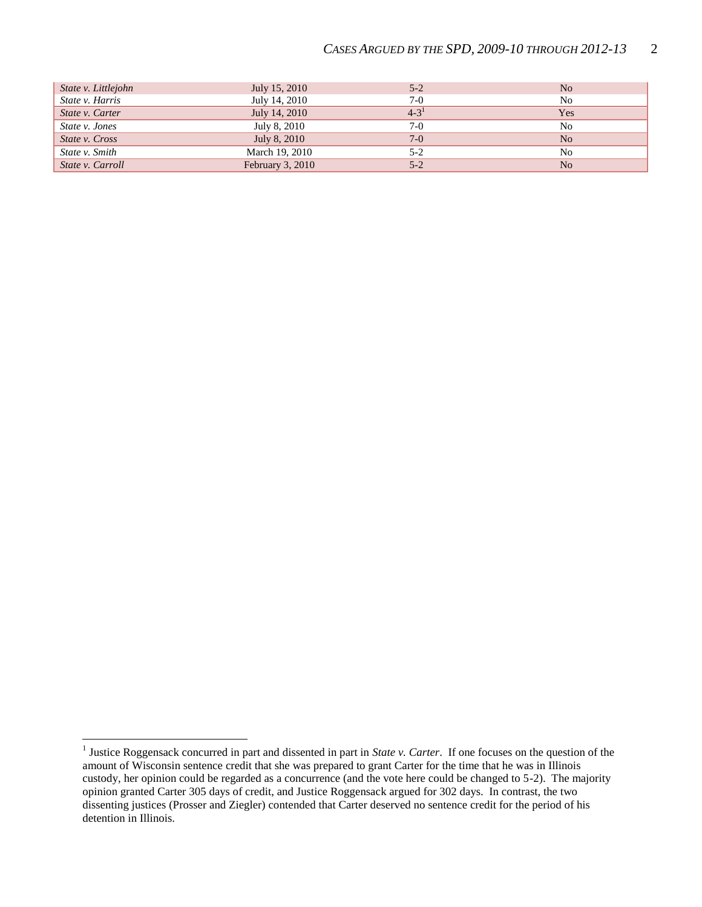| | | | |
|---|---|---|---|
| *State v. Littlejohn* | July 15, 2010 | 5-2 | No |
| *State v. Harris* | July 14, 2010 | 7-0 | No |
| *State v. Carter* | July 14, 2010 | 4-3[1] | Yes |
| *State v. Jones* | July 8, 2010 | 7-0 | No |
| *State v. Cross* | July 8, 2010 | 7-0 | No |
| *State v. Smith* | March 19, 2010 | 5-2 | No |
| *State v. Carroll* | February 3, 2010 | 5-2 | No |

[1] Justice Roggensack concurred in part and dissented in part in *State v. Carter*. If one focuses on the question of the amount of Wisconsin sentence credit that she was prepared to grant Carter for the time that he was in Illinois custody, her opinion could be regarded as a concurrence (and the vote here could be changed to 5-2). The majority opinion granted Carter 305 days of credit, and Justice Roggensack argued for 302 days. In contrast, the two dissenting justices (Prosser and Ziegler) contended that Carter deserved no sentence credit for the period of his detention in Illinois.